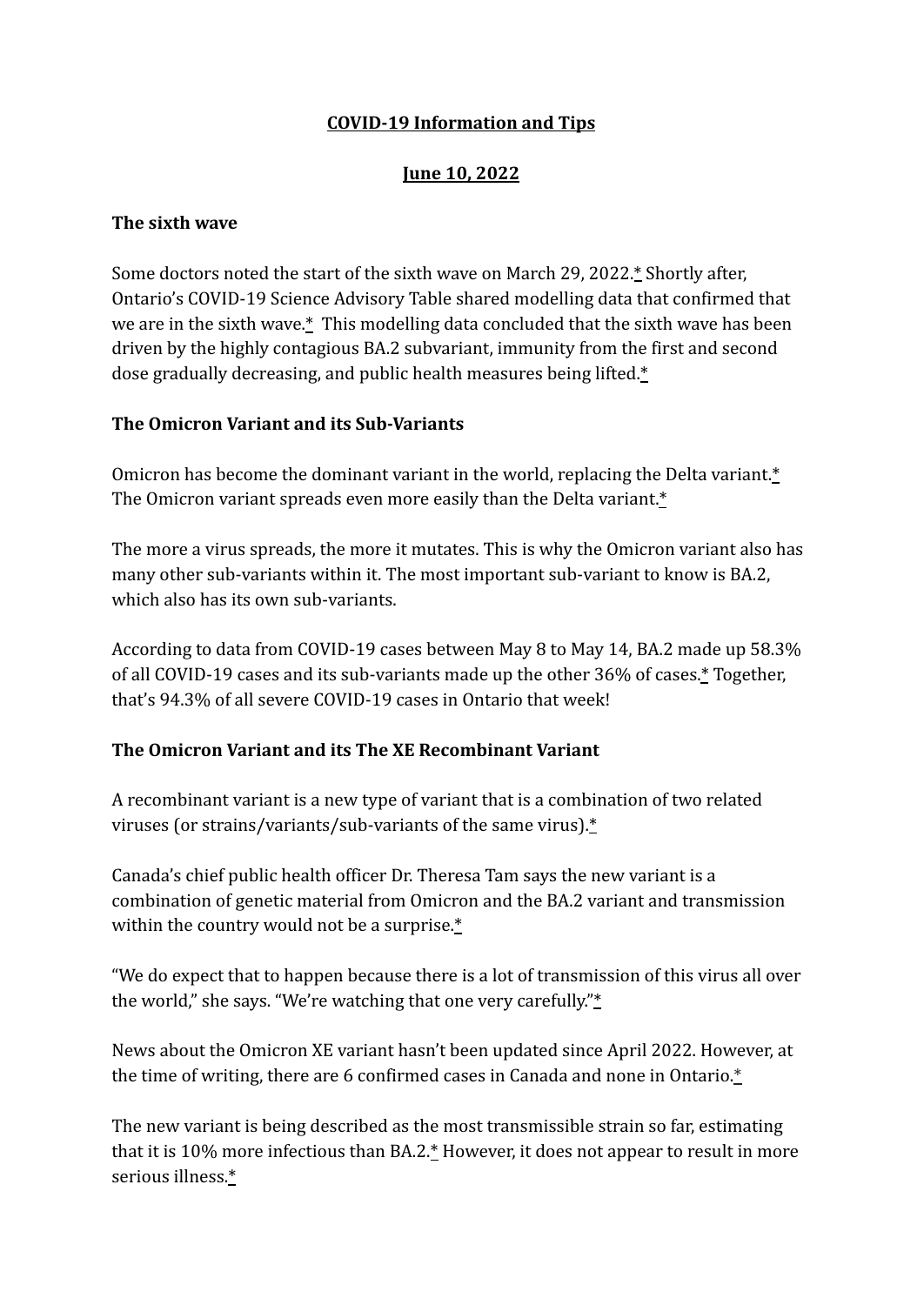# COVID-19 Information and Tips

## June 10, 2022

### The sixth wave

Some doctors noted the start of the sixth wave on March 29, 2022.* Shortly after, Ontario's COVID-19 Science Advisory Table shared modelling data that confirmed that we are in the sixth wave.* This modelling data concluded that the sixth wave has been driven by the highly contagious BA.2 subvariant, immunity from the first and second dose gradually decreasing, and public health measures being lifted.*

### The Omicron Variant and its Sub-Variants

Omicron has become the dominant variant in the world, replacing the Delta variant.* The Omicron variant spreads even more easily than the Delta variant.*

The more a virus spreads, the more it mutates. This is why the Omicron variant also has many other sub-variants within it. The most important sub-variant to know is BA.2, which also has its own sub-variants.

According to data from COVID-19 cases between May 8 to May 14, BA.2 made up 58.3% of all COVID-19 cases and its sub-variants made up the other 36% of cases.* Together, that's 94.3% of all severe COVID-19 cases in Ontario that week!

### The Omicron Variant and its The XE Recombinant Variant

A recombinant variant is a new type of variant that is a combination of two related viruses (or strains/variants/sub-variants of the same virus).*

Canada's chief public health officer Dr. Theresa Tam says the new variant is a combination of genetic material from Omicron and the BA.2 variant and transmission within the country would not be a surprise.*

"We do expect that to happen because there is a lot of transmission of this virus all over the world," she says. "We're watching that one very carefully."*

News about the Omicron XE variant hasn't been updated since April 2022. However, at the time of writing, there are 6 confirmed cases in Canada and none in Ontario.*

The new variant is being described as the most transmissible strain so far, estimating that it is 10% more infectious than BA.2.* However, it does not appear to result in more serious illness.*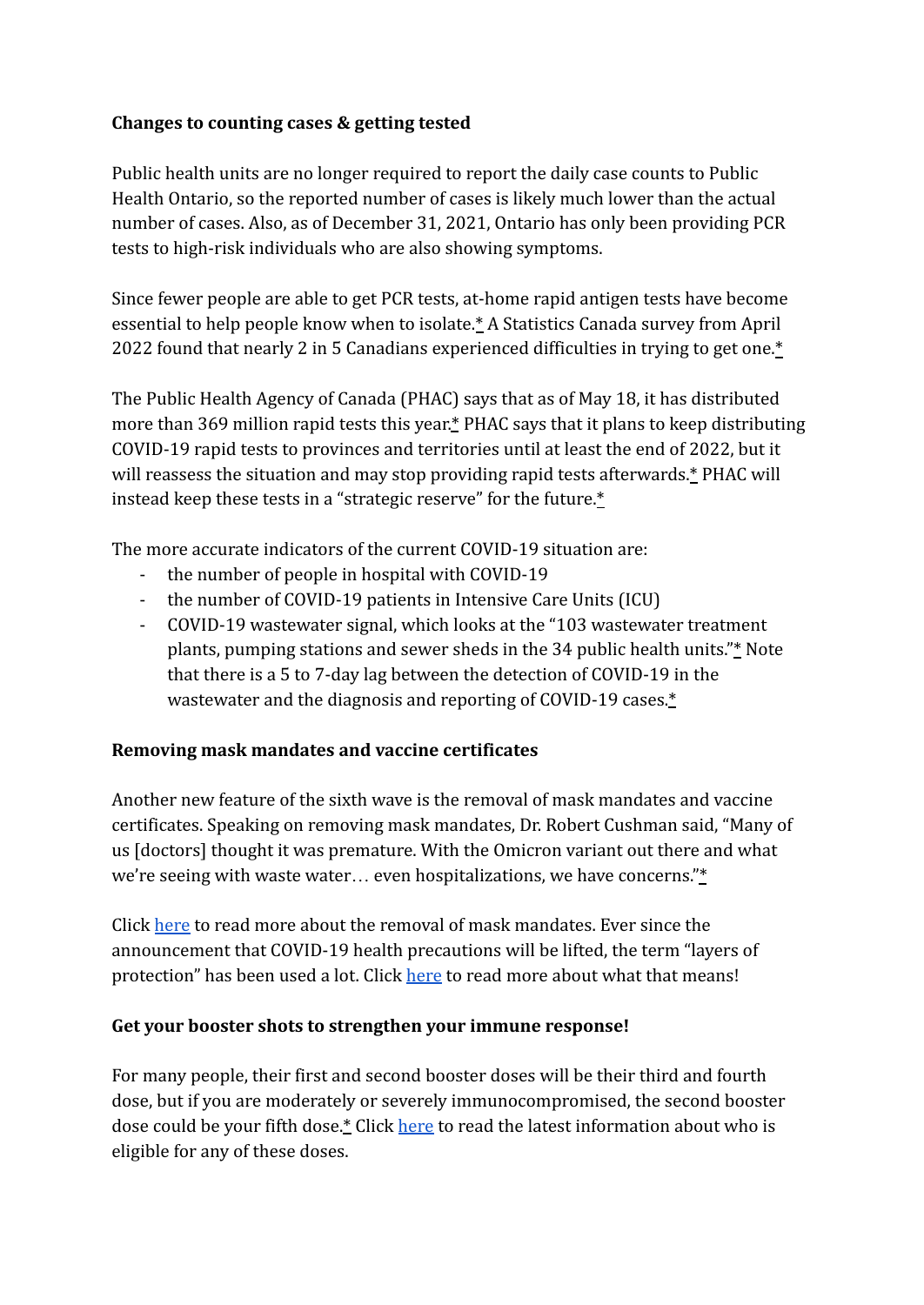**Changes to counting cases & getting tested**

Public health units are no longer required to report the daily case counts to Public Health Ontario, so the reported number of cases is likely much lower than the actual number of cases. Also, as of December 31, 2021, Ontario has only been providing PCR tests to high-risk individuals who are also showing symptoms.

Since fewer people are able to get PCR tests, at-home rapid antigen tests have become essential to help people know when to isolate.* A Statistics Canada survey from April 2022 found that nearly 2 in 5 Canadians experienced difficulties in trying to get one.*

The Public Health Agency of Canada (PHAC) says that as of May 18, it has distributed more than 369 million rapid tests this year.* PHAC says that it plans to keep distributing COVID-19 rapid tests to provinces and territories until at least the end of 2022, but it will reassess the situation and may stop providing rapid tests afterwards.* PHAC will instead keep these tests in a "strategic reserve" for the future.*

The more accurate indicators of the current COVID-19 situation are:

- the number of people in hospital with COVID-19
- the number of COVID-19 patients in Intensive Care Units (ICU)
- COVID-19 wastewater signal, which looks at the "103 wastewater treatment plants, pumping stations and sewer sheds in the 34 public health units."* Note that there is a 5 to 7-day lag between the detection of COVID-19 in the wastewater and the diagnosis and reporting of COVID-19 cases.*

**Removing mask mandates and vaccine certificates**

Another new feature of the sixth wave is the removal of mask mandates and vaccine certificates. Speaking on removing mask mandates, Dr. Robert Cushman said, "Many of us [doctors] thought it was premature. With the Omicron variant out there and what we're seeing with waste water… even hospitalizations, we have concerns."*

Click here to read more about the removal of mask mandates. Ever since the announcement that COVID-19 health precautions will be lifted, the term "layers of protection" has been used a lot. Click here to read more about what that means!

**Get your booster shots to strengthen your immune response!**

For many people, their first and second booster doses will be their third and fourth dose, but if you are moderately or severely immunocompromised, the second booster dose could be your fifth dose.* Click here to read the latest information about who is eligible for any of these doses.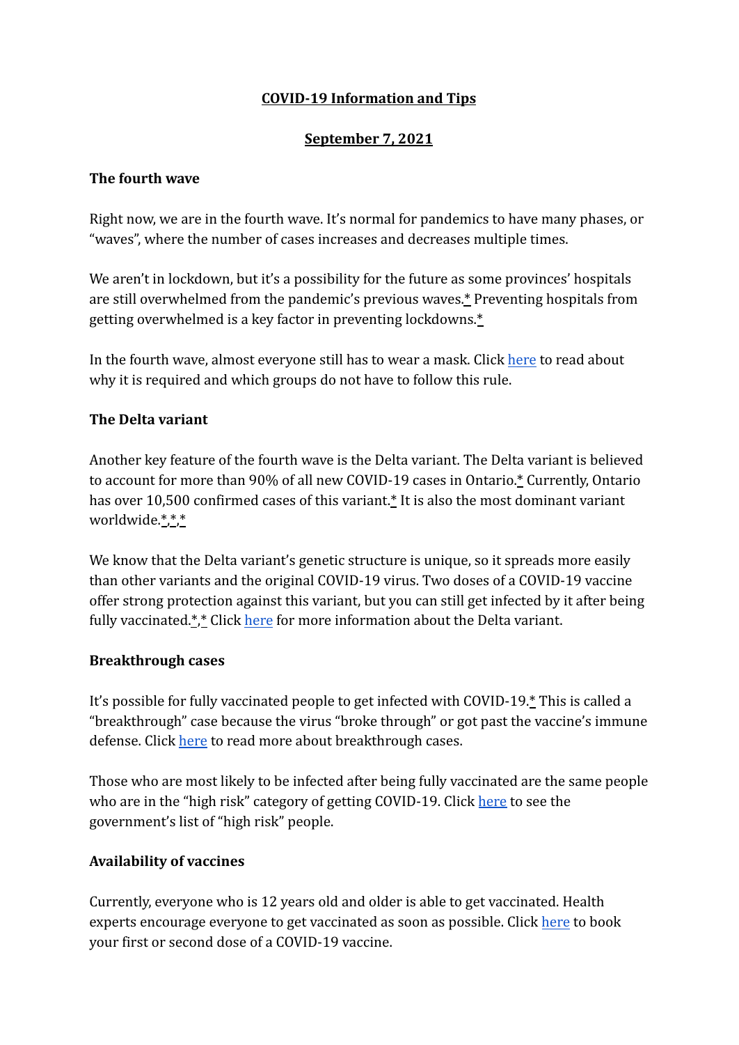**COVID-19 Information and Tips**

**September 7, 2021**

**The fourth wave**

Right now, we are in the fourth wave. It's normal for pandemics to have many phases, or "waves", where the number of cases increases and decreases multiple times.

We aren't in lockdown, but it's a possibility for the future as some provinces' hospitals are still overwhelmed from the pandemic's previous waves.* Preventing hospitals from getting overwhelmed is a key factor in preventing lockdowns.*

In the fourth wave, almost everyone still has to wear a mask. Click here to read about why it is required and which groups do not have to follow this rule.

**The Delta variant**

Another key feature of the fourth wave is the Delta variant. The Delta variant is believed to account for more than 90% of all new COVID-19 cases in Ontario.* Currently, Ontario has over 10,500 confirmed cases of this variant.* It is also the most dominant variant worldwide.*,*,*

We know that the Delta variant's genetic structure is unique, so it spreads more easily than other variants and the original COVID-19 virus. Two doses of a COVID-19 vaccine offer strong protection against this variant, but you can still get infected by it after being fully vaccinated.*,* Click here for more information about the Delta variant.

**Breakthrough cases**

It's possible for fully vaccinated people to get infected with COVID-19.* This is called a "breakthrough" case because the virus "broke through" or got past the vaccine's immune defense. Click here to read more about breakthrough cases.

Those who are most likely to be infected after being fully vaccinated are the same people who are in the "high risk" category of getting COVID-19. Click here to see the government's list of "high risk" people.

**Availability of vaccines**

Currently, everyone who is 12 years old and older is able to get vaccinated. Health experts encourage everyone to get vaccinated as soon as possible. Click here to book your first or second dose of a COVID-19 vaccine.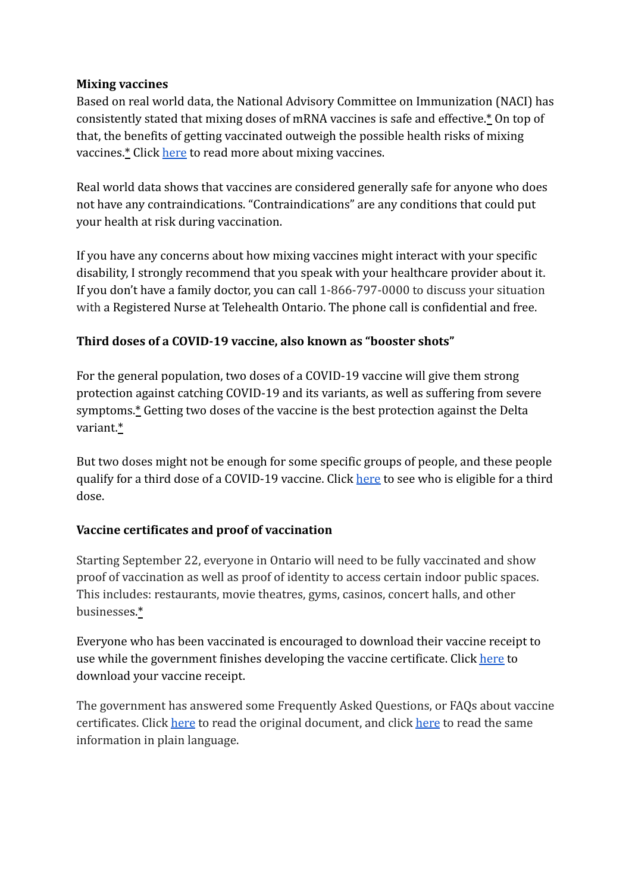**Mixing vaccines**

Based on real world data, the National Advisory Committee on Immunization (NACI) has consistently stated that mixing doses of mRNA vaccines is safe and effective.* On top of that, the benefits of getting vaccinated outweigh the possible health risks of mixing vaccines.* Click here to read more about mixing vaccines.

Real world data shows that vaccines are considered generally safe for anyone who does not have any contraindications. "Contraindications" are any conditions that could put your health at risk during vaccination.

If you have any concerns about how mixing vaccines might interact with your specific disability, I strongly recommend that you speak with your healthcare provider about it. If you don't have a family doctor, you can call 1-866-797-0000 to discuss your situation with a Registered Nurse at Telehealth Ontario. The phone call is confidential and free.

**Third doses of a COVID-19 vaccine, also known as "booster shots"**

For the general population, two doses of a COVID-19 vaccine will give them strong protection against catching COVID-19 and its variants, as well as suffering from severe symptoms.* Getting two doses of the vaccine is the best protection against the Delta variant.*

But two doses might not be enough for some specific groups of people, and these people qualify for a third dose of a COVID-19 vaccine. Click here to see who is eligible for a third dose.

**Vaccine certificates and proof of vaccination**

Starting September 22, everyone in Ontario will need to be fully vaccinated and show proof of vaccination as well as proof of identity to access certain indoor public spaces. This includes: restaurants, movie theatres, gyms, casinos, concert halls, and other businesses.*

Everyone who has been vaccinated is encouraged to download their vaccine receipt to use while the government finishes developing the vaccine certificate. Click here to download your vaccine receipt.

The government has answered some Frequently Asked Questions, or FAQs about vaccine certificates. Click here to read the original document, and click here to read the same information in plain language.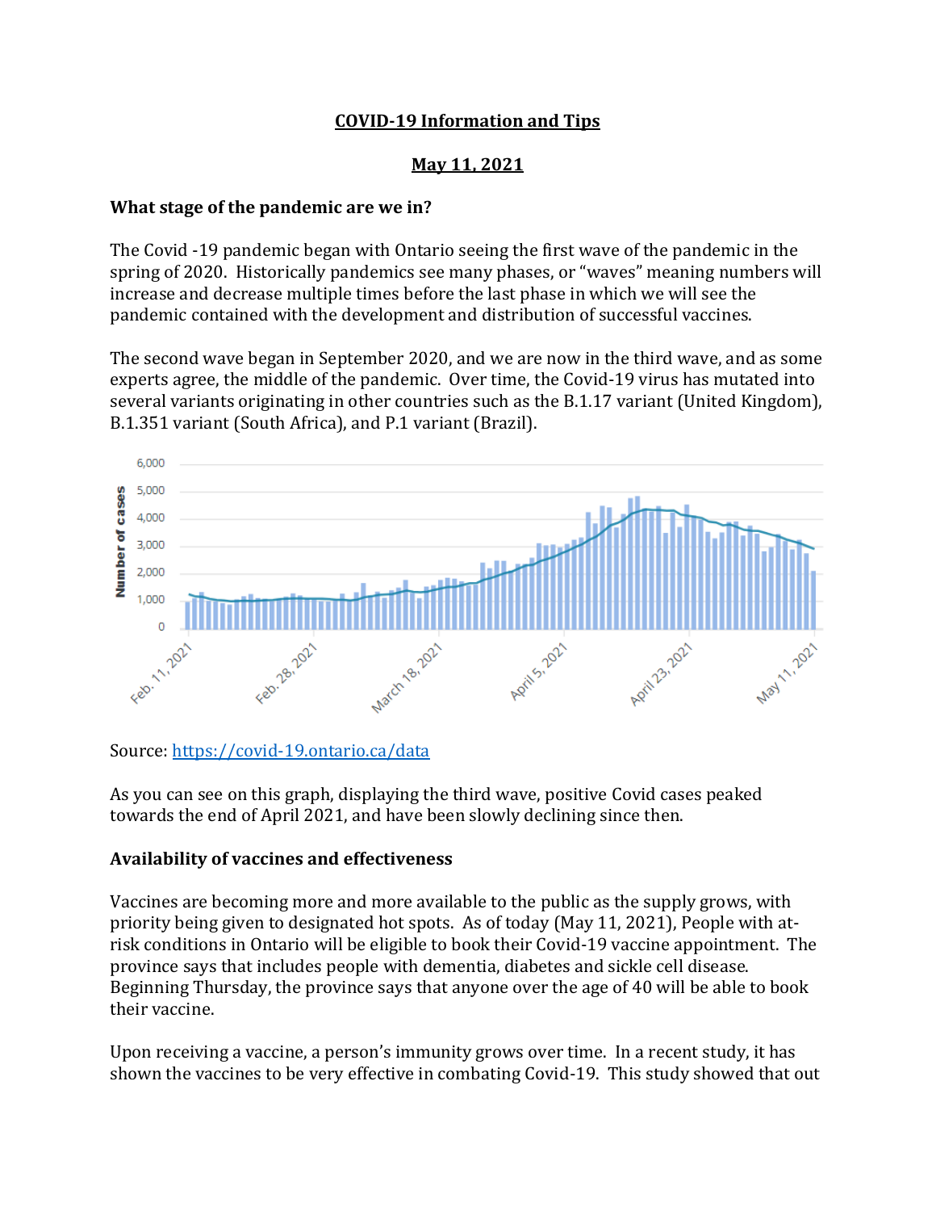**COVID-19 Information and Tips**

**May 11, 2021**

**What stage of the pandemic are we in?**

The Covid -19 pandemic began with Ontario seeing the first wave of the pandemic in the spring of 2020. Historically pandemics see many phases, or "waves" meaning numbers will increase and decrease multiple times before the last phase in which we will see the pandemic contained with the development and distribution of successful vaccines.

The second wave began in September 2020, and we are now in the third wave, and as some experts agree, the middle of the pandemic. Over time, the Covid-19 virus has mutated into several variants originating in other countries such as the B.1.17 variant (United Kingdom), B.1.351 variant (South Africa), and P.1 variant (Brazil).

Source: https://covid-19.ontario.ca/data

As you can see on this graph, displaying the third wave, positive Covid cases peaked towards the end of April 2021, and have been slowly declining since then.

**Availability of vaccines and effectiveness**

Vaccines are becoming more and more available to the public as the supply grows, with priority being given to designated hot spots. As of today (May 11, 2021), People with at-risk conditions in Ontario will be eligible to book their Covid-19 vaccine appointment. The province says that includes people with dementia, diabetes and sickle cell disease. Beginning Thursday, the province says that anyone over the age of 40 will be able to book their vaccine.

Upon receiving a vaccine, a person's immunity grows over time. In a recent study, it has shown the vaccines to be very effective in combating Covid-19. This study showed that out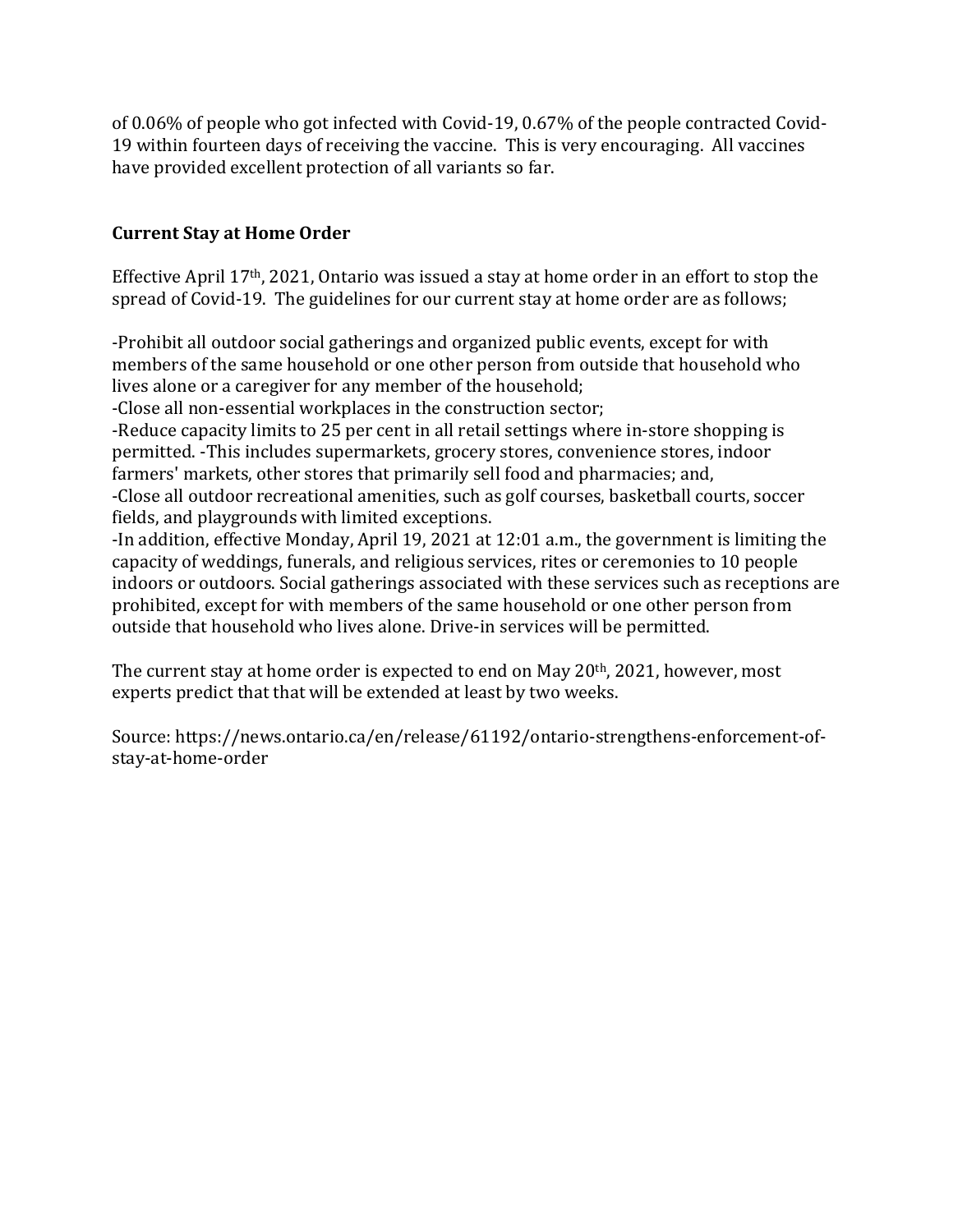of 0.06% of people who got infected with Covid-19, 0.67% of the people contracted Covid-19 within fourteen days of receiving the vaccine. This is very encouraging. All vaccines have provided excellent protection of all variants so far.

**Current Stay at Home Order**

Effective April 17th, 2021, Ontario was issued a stay at home order in an effort to stop the spread of Covid-19. The guidelines for our current stay at home order are as follows;

-Prohibit all outdoor social gatherings and organized public events, except for with members of the same household or one other person from outside that household who lives alone or a caregiver for any member of the household;
-Close all non-essential workplaces in the construction sector;
-Reduce capacity limits to 25 per cent in all retail settings where in-store shopping is permitted. -This includes supermarkets, grocery stores, convenience stores, indoor farmers' markets, other stores that primarily sell food and pharmacies; and,
-Close all outdoor recreational amenities, such as golf courses, basketball courts, soccer fields, and playgrounds with limited exceptions.
-In addition, effective Monday, April 19, 2021 at 12:01 a.m., the government is limiting the capacity of weddings, funerals, and religious services, rites or ceremonies to 10 people indoors or outdoors. Social gatherings associated with these services such as receptions are prohibited, except for with members of the same household or one other person from outside that household who lives alone. Drive-in services will be permitted.

The current stay at home order is expected to end on May 20th, 2021, however, most experts predict that that will be extended at least by two weeks.

Source: https://news.ontario.ca/en/release/61192/ontario-strengthens-enforcement-of-stay-at-home-order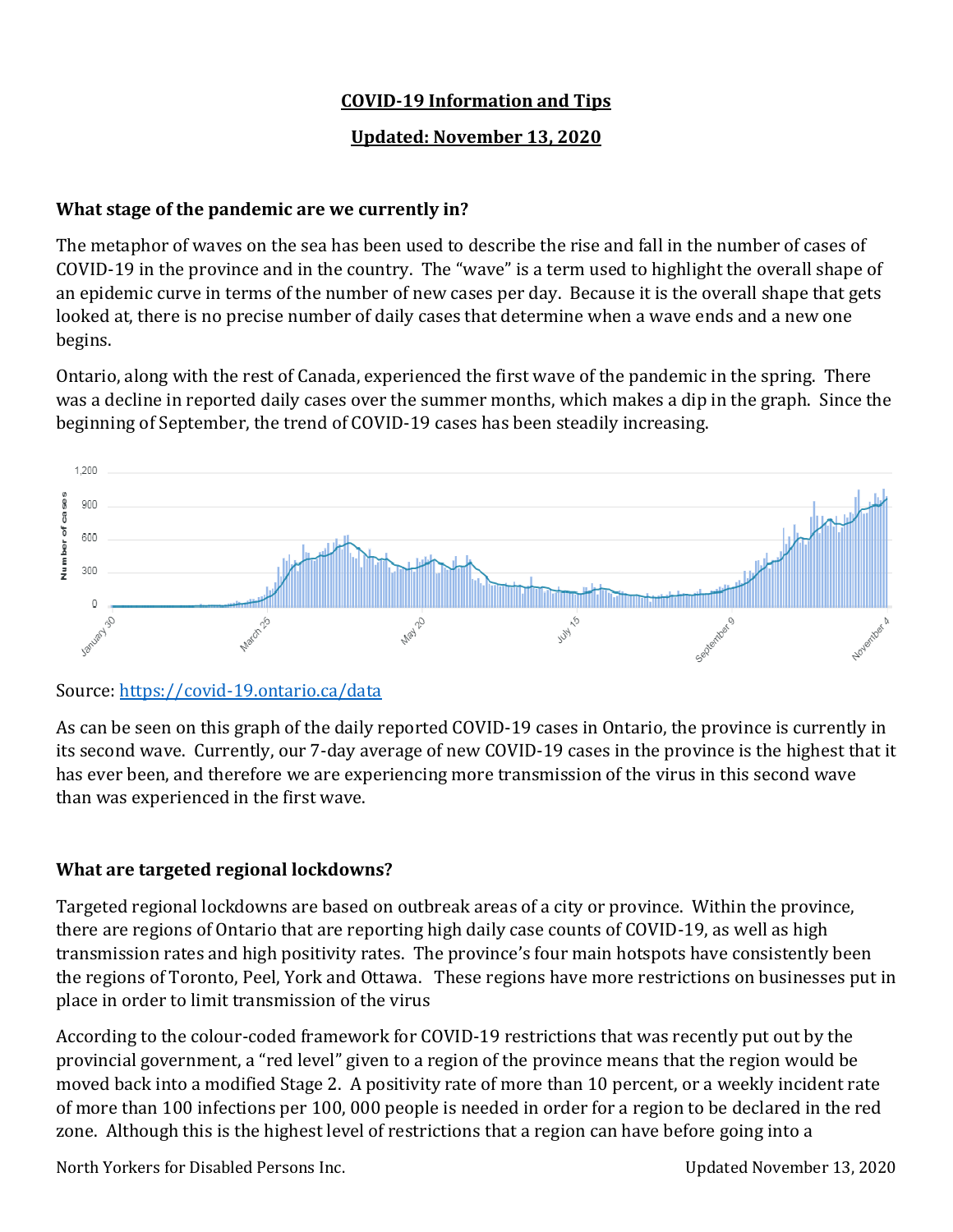**COVID-19 Information and Tips**

**Updated: November 13, 2020**

**What stage of the pandemic are we currently in?**

The metaphor of waves on the sea has been used to describe the rise and fall in the number of cases of COVID-19 in the province and in the country. The "wave" is a term used to highlight the overall shape of an epidemic curve in terms of the number of new cases per day. Because it is the overall shape that gets looked at, there is no precise number of daily cases that determine when a wave ends and a new one begins.

Ontario, along with the rest of Canada, experienced the first wave of the pandemic in the spring. There was a decline in reported daily cases over the summer months, which makes a dip in the graph. Since the beginning of September, the trend of COVID-19 cases has been steadily increasing.

Source: [https://covid-19.ontario.ca/data](https://covid-19.ontario.ca/data)

As can be seen on this graph of the daily reported COVID-19 cases in Ontario, the province is currently in its second wave. Currently, our 7-day average of new COVID-19 cases in the province is the highest that it has ever been, and therefore we are experiencing more transmission of the virus in this second wave than was experienced in the first wave.

**What are targeted regional lockdowns?**

Targeted regional lockdowns are based on outbreak areas of a city or province. Within the province, there are regions of Ontario that are reporting high daily case counts of COVID-19, as well as high transmission rates and high positivity rates. The province's four main hotspots have consistently been the regions of Toronto, Peel, York and Ottawa. These regions have more restrictions on businesses put in place in order to limit transmission of the virus

According to the colour-coded framework for COVID-19 restrictions that was recently put out by the provincial government, a "red level" given to a region of the province means that the region would be moved back into a modified Stage 2. A positivity rate of more than 10 percent, or a weekly incident rate of more than 100 infections per 100, 000 people is needed in order for a region to be declared in the red zone. Although this is the highest level of restrictions that a region can have before going into a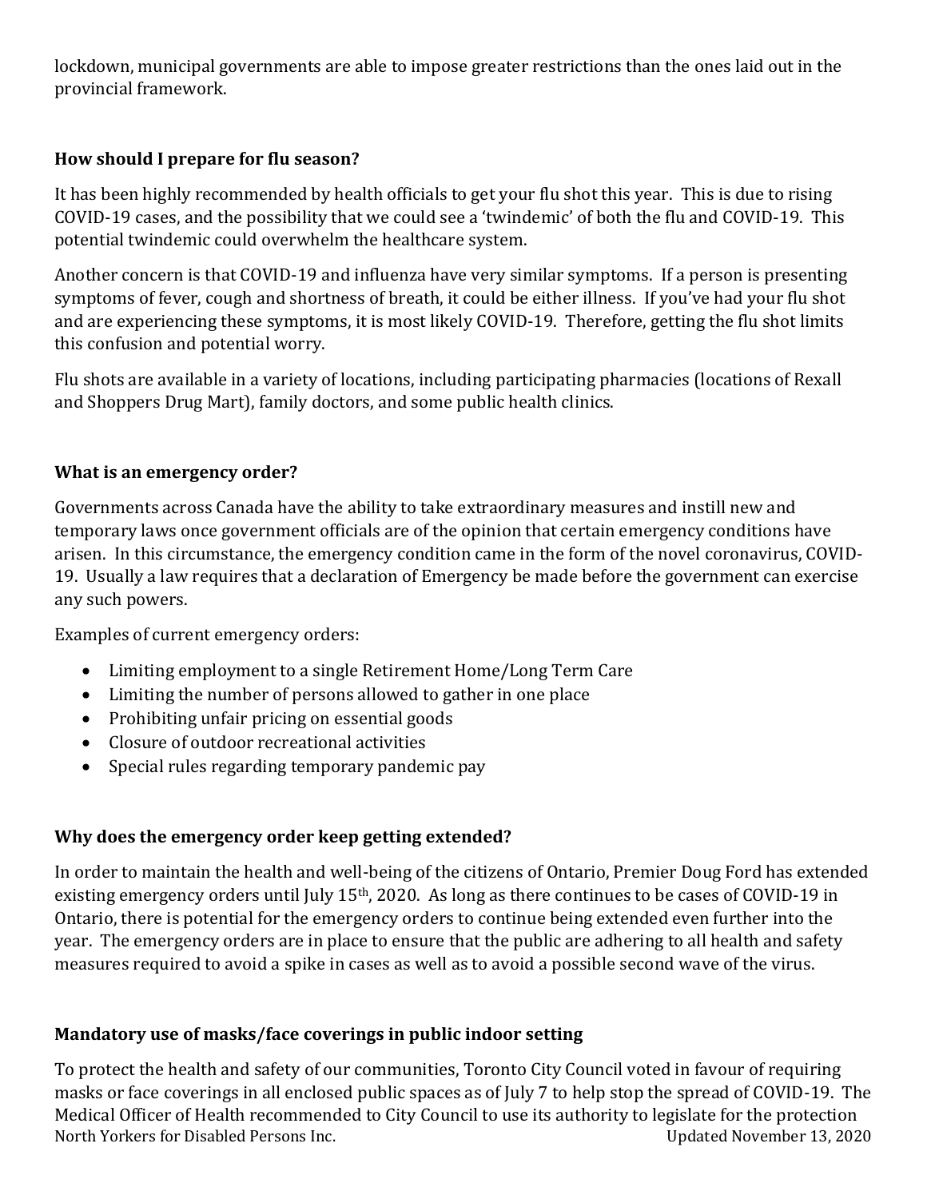lockdown, municipal governments are able to impose greater restrictions than the ones laid out in the provincial framework.

### How should I prepare for flu season?

It has been highly recommended by health officials to get your flu shot this year. This is due to rising COVID-19 cases, and the possibility that we could see a 'twindemic' of both the flu and COVID-19. This potential twindemic could overwhelm the healthcare system.

Another concern is that COVID-19 and influenza have very similar symptoms. If a person is presenting symptoms of fever, cough and shortness of breath, it could be either illness. If you've had your flu shot and are experiencing these symptoms, it is most likely COVID-19. Therefore, getting the flu shot limits this confusion and potential worry.

Flu shots are available in a variety of locations, including participating pharmacies (locations of Rexall and Shoppers Drug Mart), family doctors, and some public health clinics.

### What is an emergency order?

Governments across Canada have the ability to take extraordinary measures and instill new and temporary laws once government officials are of the opinion that certain emergency conditions have arisen. In this circumstance, the emergency condition came in the form of the novel coronavirus, COVID-19. Usually a law requires that a declaration of Emergency be made before the government can exercise any such powers.

Examples of current emergency orders:

- Limiting employment to a single Retirement Home/Long Term Care
- Limiting the number of persons allowed to gather in one place
- Prohibiting unfair pricing on essential goods
- Closure of outdoor recreational activities
- Special rules regarding temporary pandemic pay

### Why does the emergency order keep getting extended?

In order to maintain the health and well-being of the citizens of Ontario, Premier Doug Ford has extended existing emergency orders until July 15th, 2020. As long as there continues to be cases of COVID-19 in Ontario, there is potential for the emergency orders to continue being extended even further into the year. The emergency orders are in place to ensure that the public are adhering to all health and safety measures required to avoid a spike in cases as well as to avoid a possible second wave of the virus.

### Mandatory use of masks/face coverings in public indoor setting

To protect the health and safety of our communities, Toronto City Council voted in favour of requiring masks or face coverings in all enclosed public spaces as of July 7 to help stop the spread of COVID-19. The Medical Officer of Health recommended to City Council to use its authority to legislate for the protection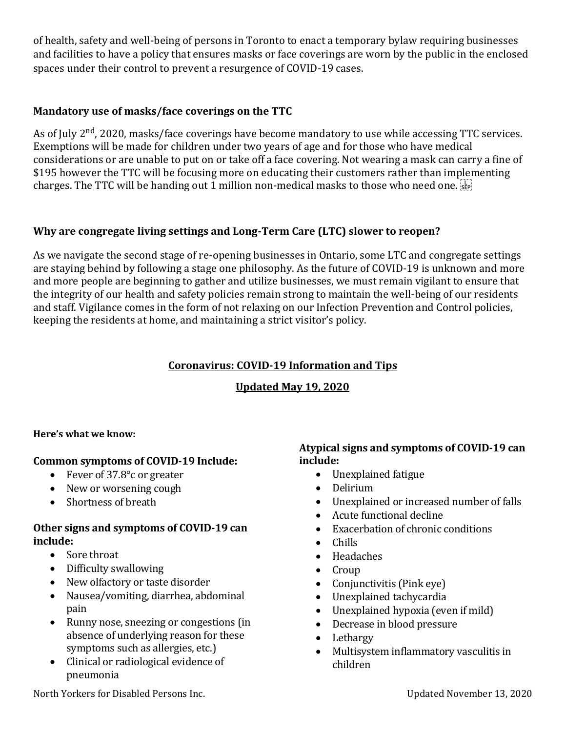of health, safety and well-being of persons in Toronto to enact a temporary bylaw requiring businesses and facilities to have a policy that ensures masks or face coverings are worn by the public in the enclosed spaces under their control to prevent a resurgence of COVID-19 cases.

### Mandatory use of masks/face coverings on the TTC

As of July 2nd, 2020, masks/face coverings have become mandatory to use while accessing TTC services. Exemptions will be made for children under two years of age and for those who have medical considerations or are unable to put on or take off a face covering. Not wearing a mask can carry a fine of $195 however the TTC will be focusing more on educating their customers rather than implementing charges. The TTC will be handing out 1 million non-medical masks to those who need one.

### Why are congregate living settings and Long-Term Care (LTC) slower to reopen?

As we navigate the second stage of re-opening businesses in Ontario, some LTC and congregate settings are staying behind by following a stage one philosophy. As the future of COVID-19 is unknown and more and more people are beginning to gather and utilize businesses, we must remain vigilant to ensure that the integrity of our health and safety policies remain strong to maintain the well-being of our residents and staff. Vigilance comes in the form of not relaxing on our Infection Prevention and Control policies, keeping the residents at home, and maintaining a strict visitor's policy.

## Coronavirus: COVID-19 Information and Tips

## Updated May 19, 2020

**Here's what we know:**

### Common symptoms of COVID-19 Include:

- Fever of 37.8°c or greater
- New or worsening cough
- Shortness of breath

### Other signs and symptoms of COVID-19 can include:

- Sore throat
- Difficulty swallowing
- New olfactory or taste disorder
- Nausea/vomiting, diarrhea, abdominal pain
- Runny nose, sneezing or congestions (in absence of underlying reason for these symptoms such as allergies, etc.)
- Clinical or radiological evidence of pneumonia

### Atypical signs and symptoms of COVID-19 can include:

- Unexplained fatigue
- Delirium
- Unexplained or increased number of falls
- Acute functional decline
- Exacerbation of chronic conditions
- Chills
- Headaches
- Croup
- Conjunctivitis (Pink eye)
- Unexplained tachycardia
- Unexplained hypoxia (even if mild)
- Decrease in blood pressure
- Lethargy
- Multisystem inflammatory vasculitis in children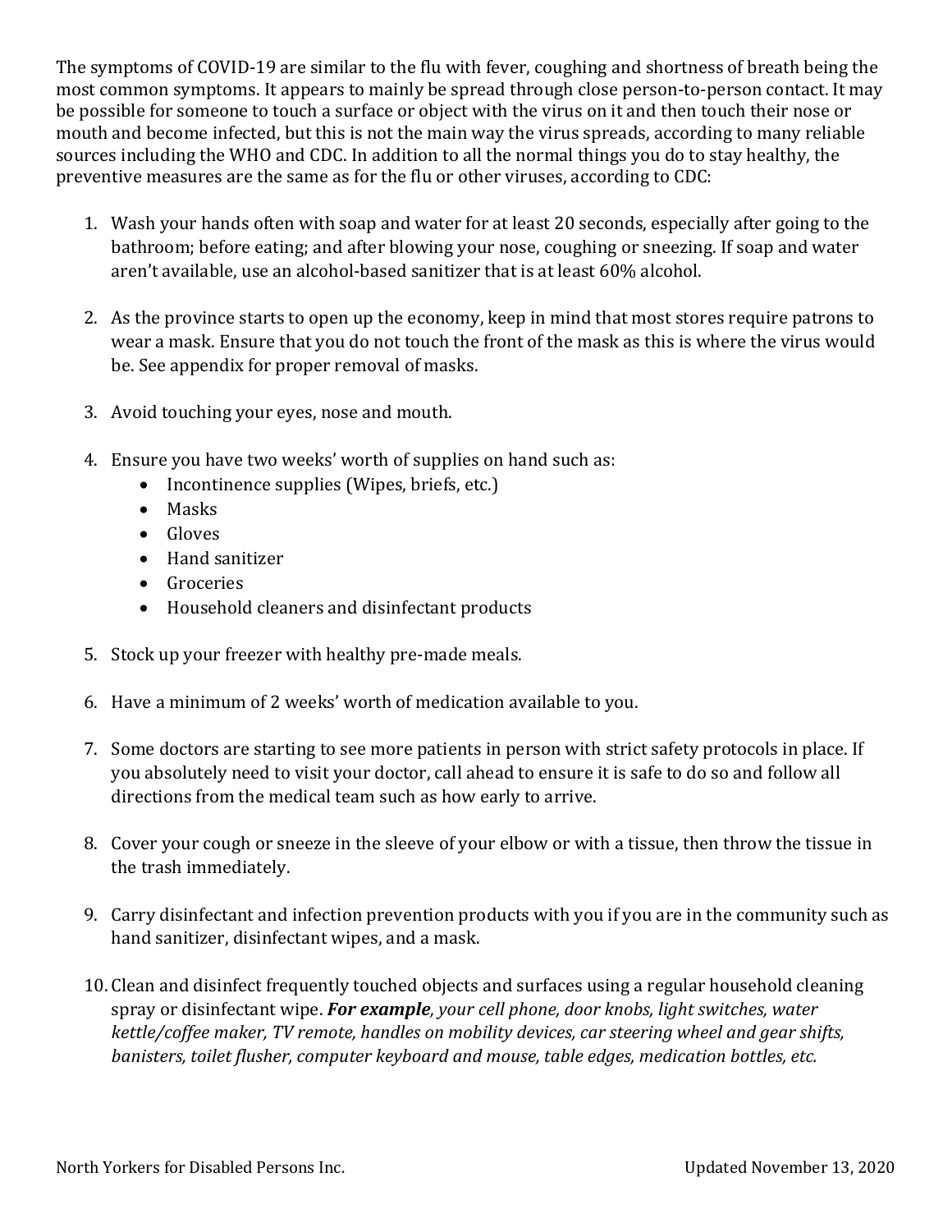The symptoms of COVID-19 are similar to the flu with fever, coughing and shortness of breath being the most common symptoms. It appears to mainly be spread through close person-to-person contact. It may be possible for someone to touch a surface or object with the virus on it and then touch their nose or mouth and become infected, but this is not the main way the virus spreads, according to many reliable sources including the WHO and CDC. In addition to all the normal things you do to stay healthy, the preventive measures are the same as for the flu or other viruses, according to CDC:

1. Wash your hands often with soap and water for at least 20 seconds, especially after going to the bathroom; before eating; and after blowing your nose, coughing or sneezing. If soap and water aren't available, use an alcohol-based sanitizer that is at least 60% alcohol.

2. As the province starts to open up the economy, keep in mind that most stores require patrons to wear a mask. Ensure that you do not touch the front of the mask as this is where the virus would be. See appendix for proper removal of masks.

3. Avoid touching your eyes, nose and mouth.

4. Ensure you have two weeks' worth of supplies on hand such as:
   - Incontinence supplies (Wipes, briefs, etc.)
   - Masks
   - Gloves
   - Hand sanitizer
   - Groceries
   - Household cleaners and disinfectant products

5. Stock up your freezer with healthy pre-made meals.

6. Have a minimum of 2 weeks' worth of medication available to you.

7. Some doctors are starting to see more patients in person with strict safety protocols in place. If you absolutely need to visit your doctor, call ahead to ensure it is safe to do so and follow all directions from the medical team such as how early to arrive.

8. Cover your cough or sneeze in the sleeve of your elbow or with a tissue, then throw the tissue in the trash immediately.

9. Carry disinfectant and infection prevention products with you if you are in the community such as hand sanitizer, disinfectant wipes, and a mask.

10. Clean and disinfect frequently touched objects and surfaces using a regular household cleaning spray or disinfectant wipe. ***For example****, your cell phone, door knobs, light switches, water kettle/coffee maker, TV remote, handles on mobility devices, car steering wheel and gear shifts, banisters, toilet flusher, computer keyboard and mouse, table edges, medication bottles, etc.*

North Yorkers for Disabled Persons Inc. Updated November 13, 2020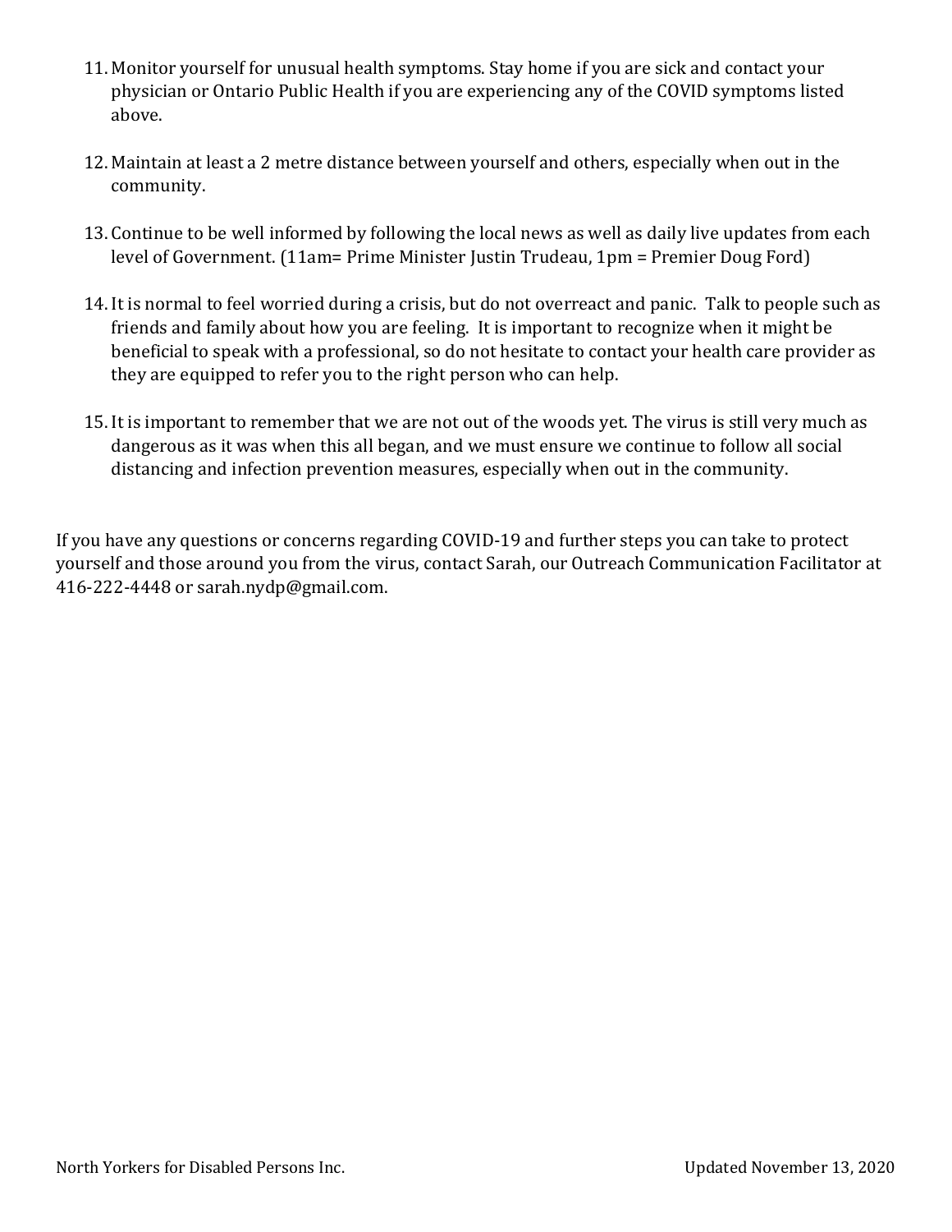11. Monitor yourself for unusual health symptoms. Stay home if you are sick and contact your physician or Ontario Public Health if you are experiencing any of the COVID symptoms listed above.

12. Maintain at least a 2 metre distance between yourself and others, especially when out in the community.

13. Continue to be well informed by following the local news as well as daily live updates from each level of Government. (11am= Prime Minister Justin Trudeau, 1pm = Premier Doug Ford)

14. It is normal to feel worried during a crisis, but do not overreact and panic. Talk to people such as friends and family about how you are feeling. It is important to recognize when it might be beneficial to speak with a professional, so do not hesitate to contact your health care provider as they are equipped to refer you to the right person who can help.

15. It is important to remember that we are not out of the woods yet. The virus is still very much as dangerous as it was when this all began, and we must ensure we continue to follow all social distancing and infection prevention measures, especially when out in the community.

If you have any questions or concerns regarding COVID-19 and further steps you can take to protect yourself and those around you from the virus, contact Sarah, our Outreach Communication Facilitator at 416-222-4448 or sarah.nydp@gmail.com.